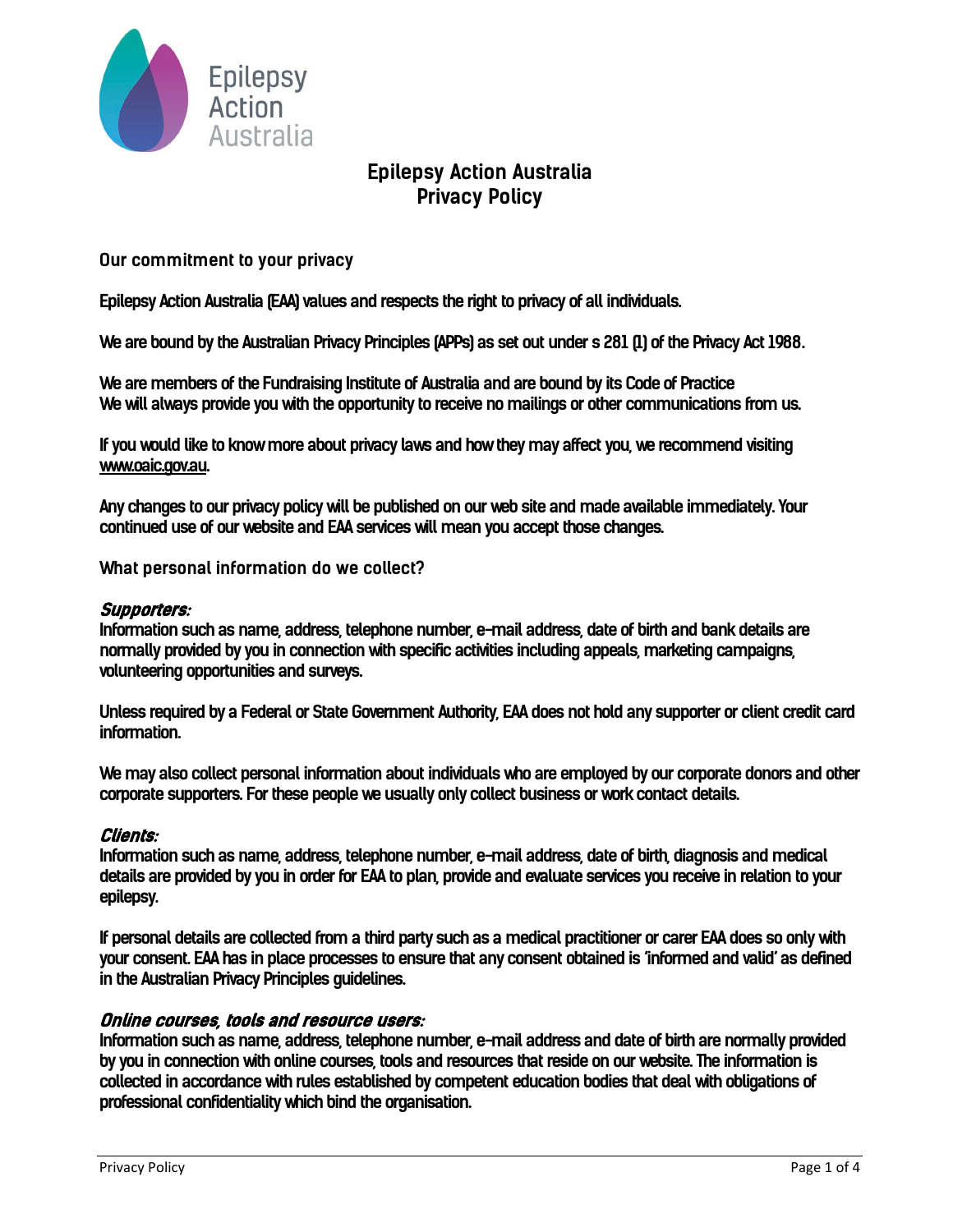# Epilepsy Action Australia Privacy Policy

## Our commitment to your privacy

Epilepsy Action Australia (EAA) values and respects the right to privacy of all individuals.

We are bound by the Australian Privacy Principles (APPs) as set out under s 281 (1) of the Privacy Act 1988.

We are members of the Fundraising Institute of Australia and are bound by its Code of Practice
We will always provide you with the opportunity to receive no mailings or other communications from us.

If you would like to know more about privacy laws and how they may affect you, we recommend visiting www.oaic.gov.au.

Any changes to our privacy policy will be published on our web site and made available immediately. Your continued use of our website and EAA services will mean you accept those changes.

## What personal information do we collect?

### *Supporters:*

Information such as name, address, telephone number, e-mail address, date of birth and bank details are normally provided by you in connection with specific activities including appeals, marketing campaigns, volunteering opportunities and surveys.

Unless required by a Federal or State Government Authority, EAA does not hold any supporter or client credit card information.

We may also collect personal information about individuals who are employed by our corporate donors and other corporate supporters. For these people we usually only collect business or work contact details.

### *Clients:*

Information such as name, address, telephone number, e-mail address, date of birth, diagnosis and medical details are provided by you in order for EAA to plan, provide and evaluate services you receive in relation to your epilepsy.

If personal details are collected from a third party such as a medical practitioner or carer EAA does so only with your consent. EAA has in place processes to ensure that any consent obtained is 'informed and valid' as defined in the Australian Privacy Principles guidelines.

### *Online courses, tools and resource users:*

Information such as name, address, telephone number, e-mail address and date of birth are normally provided by you in connection with online courses, tools and resources that reside on our website. The information is collected in accordance with rules established by competent education bodies that deal with obligations of professional confidentiality which bind the organisation.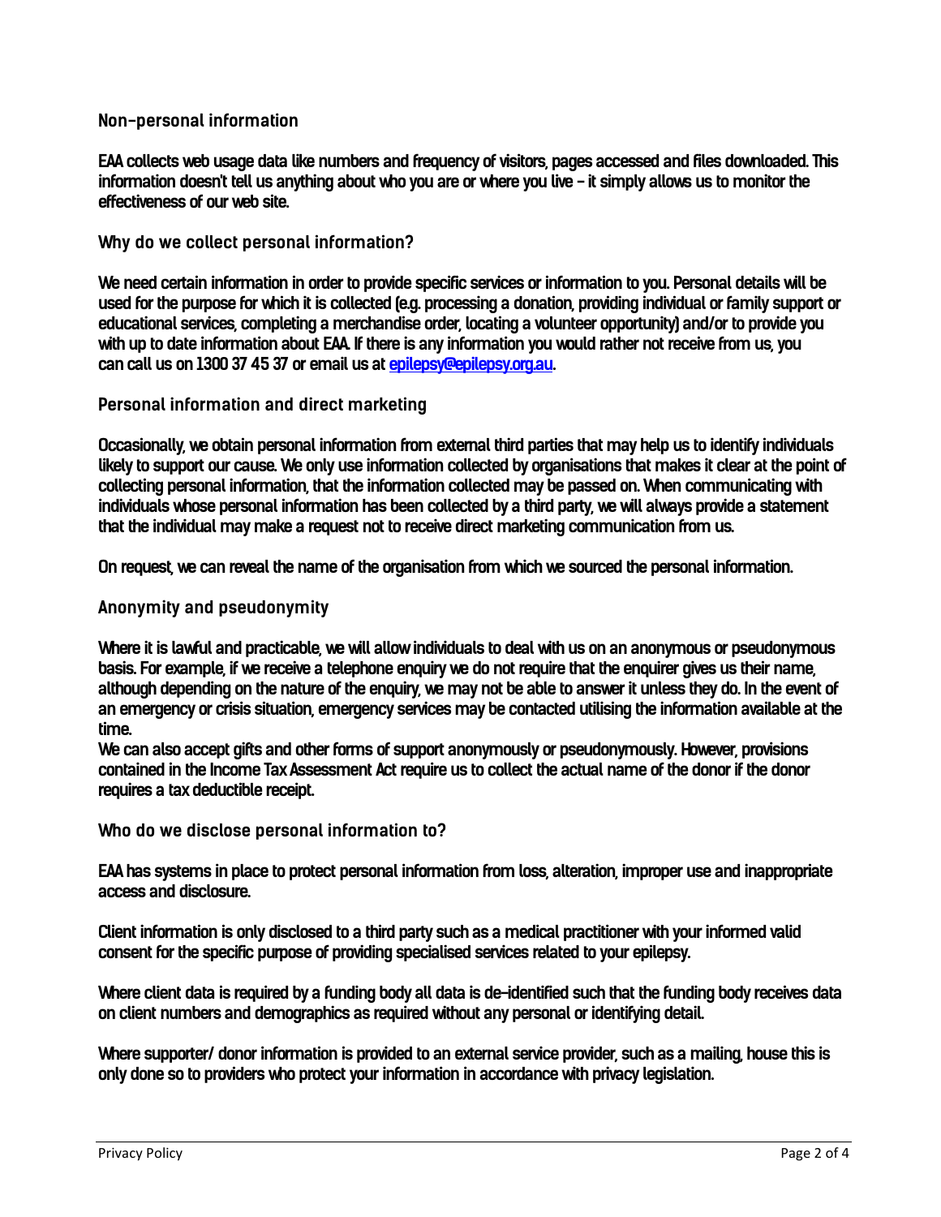### Non-personal information

EAA collects web usage data like numbers and frequency of visitors, pages accessed and files downloaded. This information doesn't tell us anything about who you are or where you live – it simply allows us to monitor the effectiveness of our web site.

### Why do we collect personal information?

We need certain information in order to provide specific services or information to you. Personal details will be used for the purpose for which it is collected (e.g. processing a donation, providing individual or family support or educational services, completing a merchandise order, locating a volunteer opportunity) and/or to provide you with up to date information about EAA. If there is any information you would rather not receive from us, you can call us on 1300 37 45 37 or email us at [epilepsy@epilepsy.org.au](mailto:epilepsy@epilepsy.org.au).

### Personal information and direct marketing

Occasionally, we obtain personal information from external third parties that may help us to identify individuals likely to support our cause. We only use information collected by organisations that makes it clear at the point of collecting personal information, that the information collected may be passed on. When communicating with individuals whose personal information has been collected by a third party, we will always provide a statement that the individual may make a request not to receive direct marketing communication from us.

On request, we can reveal the name of the organisation from which we sourced the personal information.

### Anonymity and pseudonymity

Where it is lawful and practicable, we will allow individuals to deal with us on an anonymous or pseudonymous basis. For example, if we receive a telephone enquiry we do not require that the enquirer gives us their name, although depending on the nature of the enquiry, we may not be able to answer it unless they do. In the event of an emergency or crisis situation, emergency services may be contacted utilising the information available at the time.

We can also accept gifts and other forms of support anonymously or pseudonymously. However, provisions contained in the Income Tax Assessment Act require us to collect the actual name of the donor if the donor requires a tax deductible receipt.

### Who do we disclose personal information to?

EAA has systems in place to protect personal information from loss, alteration, improper use and inappropriate access and disclosure.

Client information is only disclosed to a third party such as a medical practitioner with your informed valid consent for the specific purpose of providing specialised services related to your epilepsy.

Where client data is required by a funding body all data is de-identified such that the funding body receives data on client numbers and demographics as required without any personal or identifying detail.

Where supporter/ donor information is provided to an external service provider, such as a mailing, house this is only done so to providers who protect your information in accordance with privacy legislation.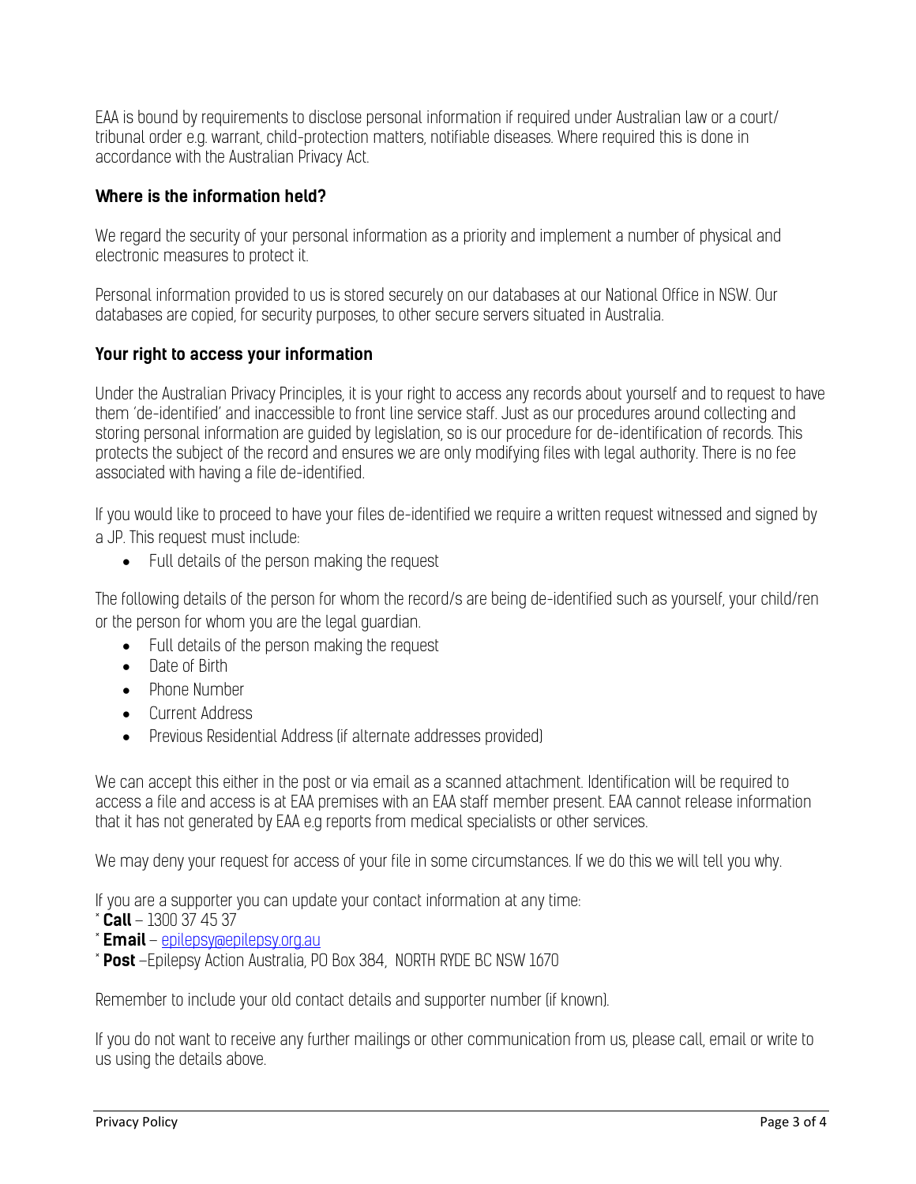EAA is bound by requirements to disclose personal information if required under Australian law or a court/ tribunal order e.g. warrant, child-protection matters, notifiable diseases. Where required this is done in accordance with the Australian Privacy Act.

### Where is the information held?

We regard the security of your personal information as a priority and implement a number of physical and electronic measures to protect it.

Personal information provided to us is stored securely on our databases at our National Office in NSW. Our databases are copied, for security purposes, to other secure servers situated in Australia.

### Your right to access your information

Under the Australian Privacy Principles, it is your right to access any records about yourself and to request to have them 'de-identified' and inaccessible to front line service staff. Just as our procedures around collecting and storing personal information are guided by legislation, so is our procedure for de-identification of records. This protects the subject of the record and ensures we are only modifying files with legal authority. There is no fee associated with having a file de-identified.

If you would like to proceed to have your files de-identified we require a written request witnessed and signed by a JP. This request must include:

- Full details of the person making the request

The following details of the person for whom the record/s are being de-identified such as yourself, your child/ren or the person for whom you are the legal guardian.

- Full details of the person making the request
- Date of Birth
- Phone Number
- Current Address
- Previous Residential Address (if alternate addresses provided)

We can accept this either in the post or via email as a scanned attachment. Identification will be required to access a file and access is at EAA premises with an EAA staff member present. EAA cannot release information that it has not generated by EAA e.g reports from medical specialists or other services.

We may deny your request for access of your file in some circumstances. If we do this we will tell you why.

If you are a supporter you can update your contact information at any time:
* **Call** – 1300 37 45 37
* **Email** – epilepsy@epilepsy.org.au
* **Post** –Epilepsy Action Australia, PO Box 384, NORTH RYDE BC NSW 1670

Remember to include your old contact details and supporter number (if known).

If you do not want to receive any further mailings or other communication from us, please call, email or write to us using the details above.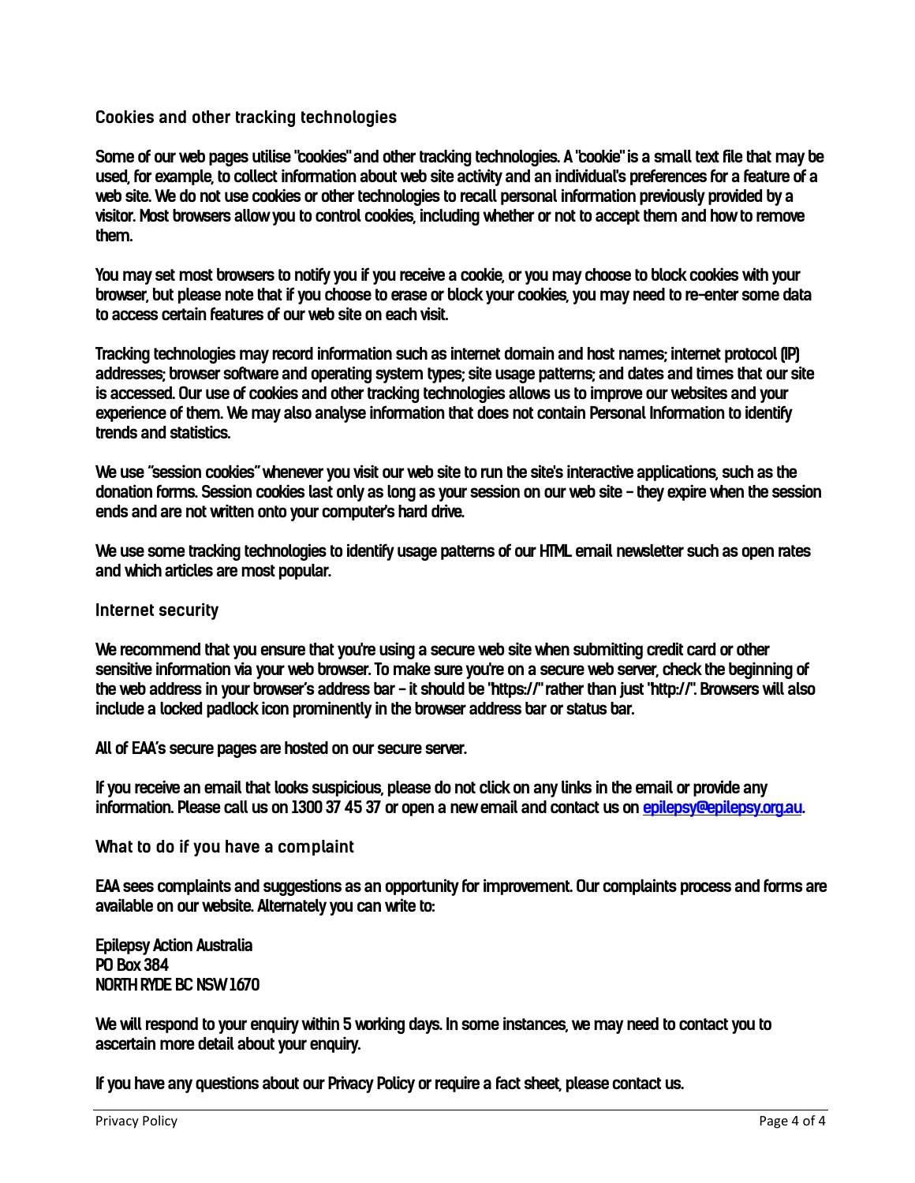### Cookies and other tracking technologies

Some of our web pages utilise "cookies" and other tracking technologies. A "cookie" is a small text file that may be used, for example, to collect information about web site activity and an individual's preferences for a feature of a web site. We do not use cookies or other technologies to recall personal information previously provided by a visitor. Most browsers allow you to control cookies, including whether or not to accept them and how to remove them.

You may set most browsers to notify you if you receive a cookie, or you may choose to block cookies with your browser, but please note that if you choose to erase or block your cookies, you may need to re-enter some data to access certain features of our web site on each visit.

Tracking technologies may record information such as internet domain and host names; internet protocol (IP) addresses; browser software and operating system types; site usage patterns; and dates and times that our site is accessed. Our use of cookies and other tracking technologies allows us to improve our websites and your experience of them. We may also analyse information that does not contain Personal Information to identify trends and statistics.

We use "session cookies" whenever you visit our web site to run the site's interactive applications, such as the donation forms. Session cookies last only as long as your session on our web site – they expire when the session ends and are not written onto your computer's hard drive.

We use some tracking technologies to identify usage patterns of our HTML email newsletter such as open rates and which articles are most popular.

### Internet security

We recommend that you ensure that you're using a secure web site when submitting credit card or other sensitive information via your web browser. To make sure you're on a secure web server, check the beginning of the web address in your browser's address bar – it should be "https://" rather than just "http://". Browsers will also include a locked padlock icon prominently in the browser address bar or status bar.

All of EAA's secure pages are hosted on our secure server.

If you receive an email that looks suspicious, please do not click on any links in the email or provide any information. Please call us on 1300 37 45 37 or open a new email and contact us on [epilepsy@epilepsy.org.au](mailto:epilepsy@epilepsy.org.au).

### What to do if you have a complaint

EAA sees complaints and suggestions as an opportunity for improvement. Our complaints process and forms are available on our website. Alternately you can write to:

Epilepsy Action Australia
PO Box 384
NORTH RYDE BC NSW 1670

We will respond to your enquiry within 5 working days. In some instances, we may need to contact you to ascertain more detail about your enquiry.

If you have any questions about our Privacy Policy or require a fact sheet, please contact us.